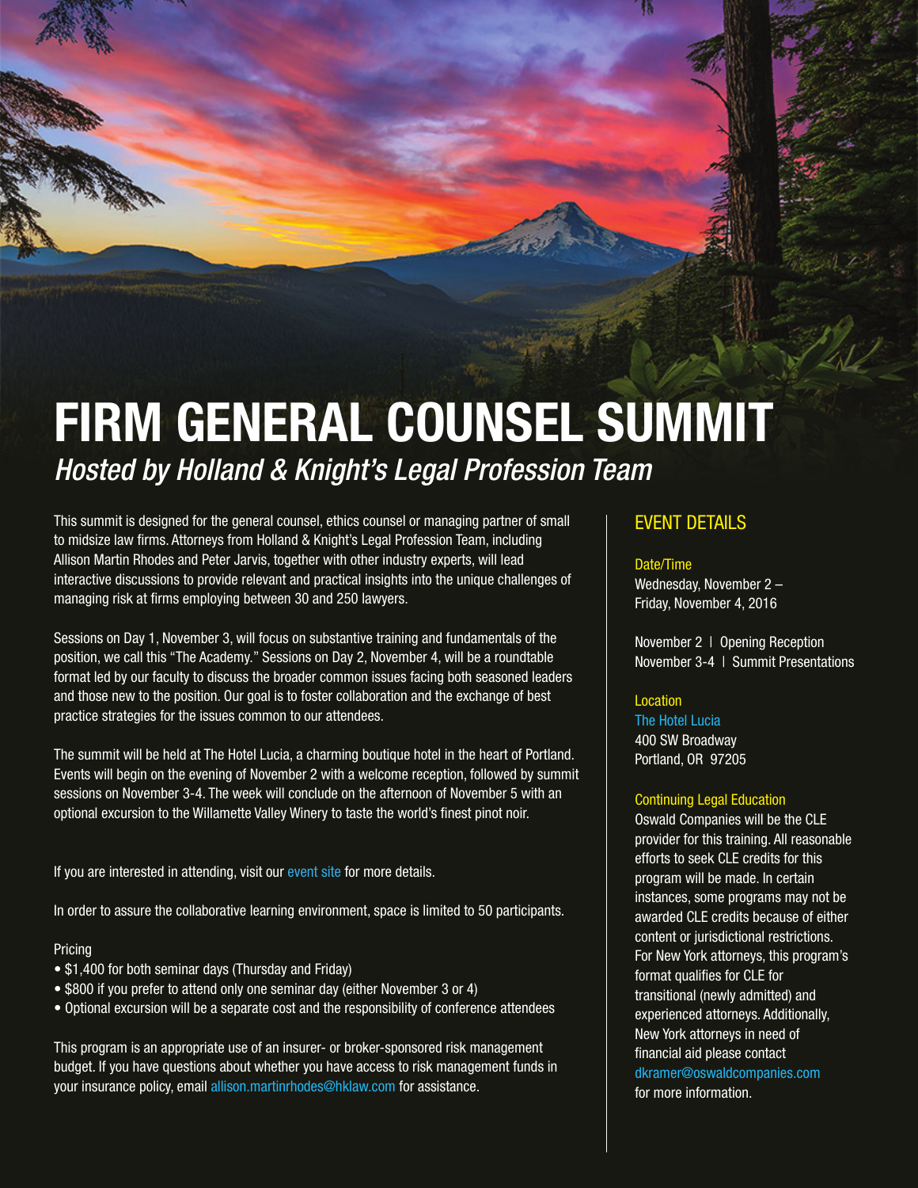# FIRM GENERAL COUNSEL SUMMIT

*Hosted by Holland & Knight's Legal Profession Team*

This summit is designed for the general counsel, ethics counsel or managing partner of small to midsize law firms. Attorneys from Holland & Knight's Legal Profession Team, including Allison Martin Rhodes and Peter Jarvis, together with other industry experts, will lead interactive discussions to provide relevant and practical insights into the unique challenges of managing risk at firms employing between 30 and 250 lawyers.

Sessions on Day 1, November 3, will focus on substantive training and fundamentals of the position, we call this "The Academy." Sessions on Day 2, November 4, will be a roundtable format led by our faculty to discuss the broader common issues facing both seasoned leaders and those new to the position. Our goal is to foster collaboration and the exchange of best practice strategies for the issues common to our attendees.

The summit will be held at The Hotel Lucia, a charming boutique hotel in the heart of Portland. Events will begin on the evening of November 2 with a welcome reception, followed by summit sessions on November 3-4. The week will conclude on the afternoon of November 5 with an optional excursion to the Willamette Valley Winery to taste the world's finest pinot noir.

If you are interested in attending, visit our event site for more details.

In order to assure the collaborative learning environment, space is limited to 50 participants.

Pricing

- $1,400 for both seminar days (Thursday and Friday)
- $800 if you prefer to attend only one seminar day (either November 3 or 4)
- Optional excursion will be a separate cost and the responsibility of conference attendees

This program is an appropriate use of an insurer- or broker-sponsored risk management budget. If you have questions about whether you have access to risk management funds in your insurance policy, email allison.martinrhodes@hklaw.com for assistance.

## EVENT DETAILS

### Date/Time

Wednesday, November 2 – Friday, November 4, 2016

November 2 | Opening Reception
November 3-4 | Summit Presentations

### Location

The Hotel Lucia
400 SW Broadway
Portland, OR 97205

### Continuing Legal Education

Oswald Companies will be the CLE provider for this training. All reasonable efforts to seek CLE credits for this program will be made. In certain instances, some programs may not be awarded CLE credits because of either content or jurisdictional restrictions. For New York attorneys, this program's format qualifies for CLE for transitional (newly admitted) and experienced attorneys. Additionally, New York attorneys in need of financial aid please contact dkramer@oswaldcompanies.com for more information.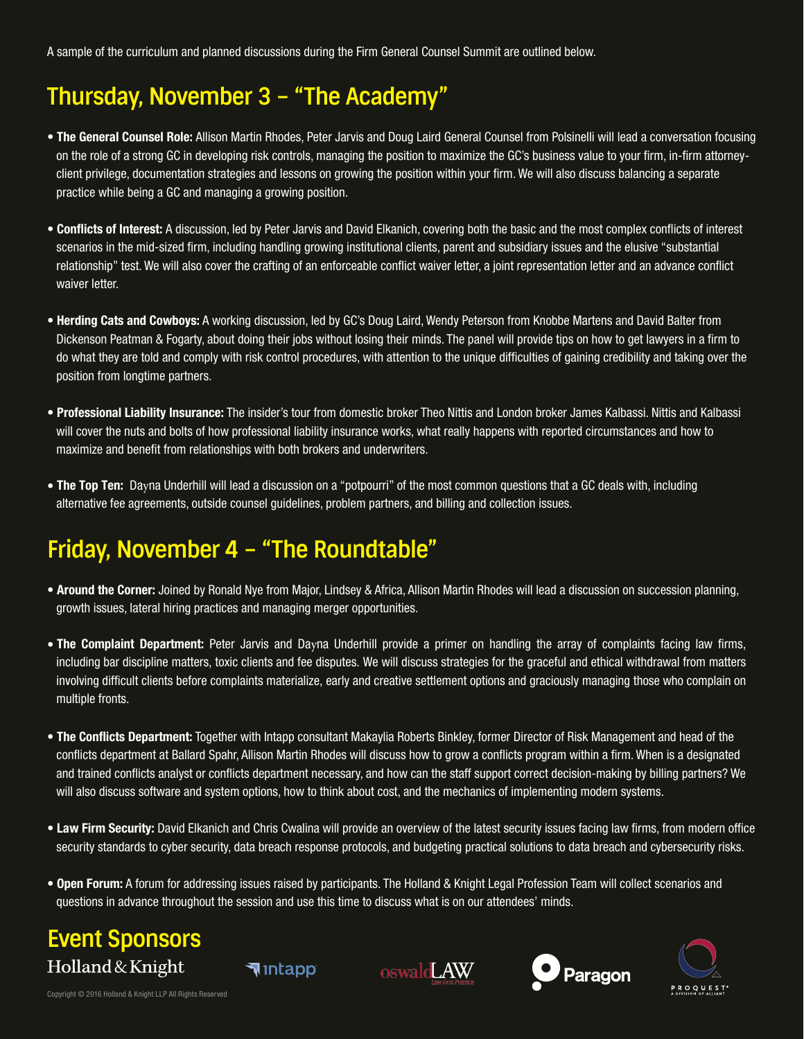A sample of the curriculum and planned discussions during the Firm General Counsel Summit are outlined below.

## Thursday, November 3 – "The Academy"

- **The General Counsel Role:** Allison Martin Rhodes, Peter Jarvis and Doug Laird General Counsel from Polsinelli will lead a conversation focusing on the role of a strong GC in developing risk controls, managing the position to maximize the GC's business value to your firm, in-firm attorney-client privilege, documentation strategies and lessons on growing the position within your firm. We will also discuss balancing a separate practice while being a GC and managing a growing position.

- **Conflicts of Interest:** A discussion, led by Peter Jarvis and David Elkanich, covering both the basic and the most complex conflicts of interest scenarios in the mid-sized firm, including handling growing institutional clients, parent and subsidiary issues and the elusive "substantial relationship" test. We will also cover the crafting of an enforceable conflict waiver letter, a joint representation letter and an advance conflict waiver letter.

- **Herding Cats and Cowboys:** A working discussion, led by GC's Doug Laird, Wendy Peterson from Knobbe Martens and David Balter from Dickenson Peatman & Fogarty, about doing their jobs without losing their minds. The panel will provide tips on how to get lawyers in a firm to do what they are told and comply with risk control procedures, with attention to the unique difficulties of gaining credibility and taking over the position from longtime partners.

- **Professional Liability Insurance:** The insider's tour from domestic broker Theo Nittis and London broker James Kalbassi. Nittis and Kalbassi will cover the nuts and bolts of how professional liability insurance works, what really happens with reported circumstances and how to maximize and benefit from relationships with both brokers and underwriters.

- **The Top Ten:** Dayna Underhill will lead a discussion on a "potpourri" of the most common questions that a GC deals with, including alternative fee agreements, outside counsel guidelines, problem partners, and billing and collection issues.

## Friday, November 4 – "The Roundtable"

- **Around the Corner:** Joined by Ronald Nye from Major, Lindsey & Africa, Allison Martin Rhodes will lead a discussion on succession planning, growth issues, lateral hiring practices and managing merger opportunities.

- **The Complaint Department:** Peter Jarvis and Dayna Underhill provide a primer on handling the array of complaints facing law firms, including bar discipline matters, toxic clients and fee disputes. We will discuss strategies for the graceful and ethical withdrawal from matters involving difficult clients before complaints materialize, early and creative settlement options and graciously managing those who complain on multiple fronts.

- **The Conflicts Department:** Together with Intapp consultant Makaylia Roberts Binkley, former Director of Risk Management and head of the conflicts department at Ballard Spahr, Allison Martin Rhodes will discuss how to grow a conflicts program within a firm. When is a designated and trained conflicts analyst or conflicts department necessary, and how can the staff support correct decision-making by billing partners? We will also discuss software and system options, how to think about cost, and the mechanics of implementing modern systems.

- **Law Firm Security:** David Elkanich and Chris Cwalina will provide an overview of the latest security issues facing law firms, from modern office security standards to cyber security, data breach response protocols, and budgeting practical solutions to data breach and cybersecurity risks.

- **Open Forum:** A forum for addressing issues raised by participants. The Holland & Knight Legal Profession Team will collect scenarios and questions in advance throughout the session and use this time to discuss what is on our attendees' minds.

## Event Sponsors

Holland & Knight

intapp

oswaldLAW Law Firm Practice

Paragon

PROQUEST A DIVISION OF ALLIANT

Copyright © 2016 Holland & Knight LLP All Rights Reserved